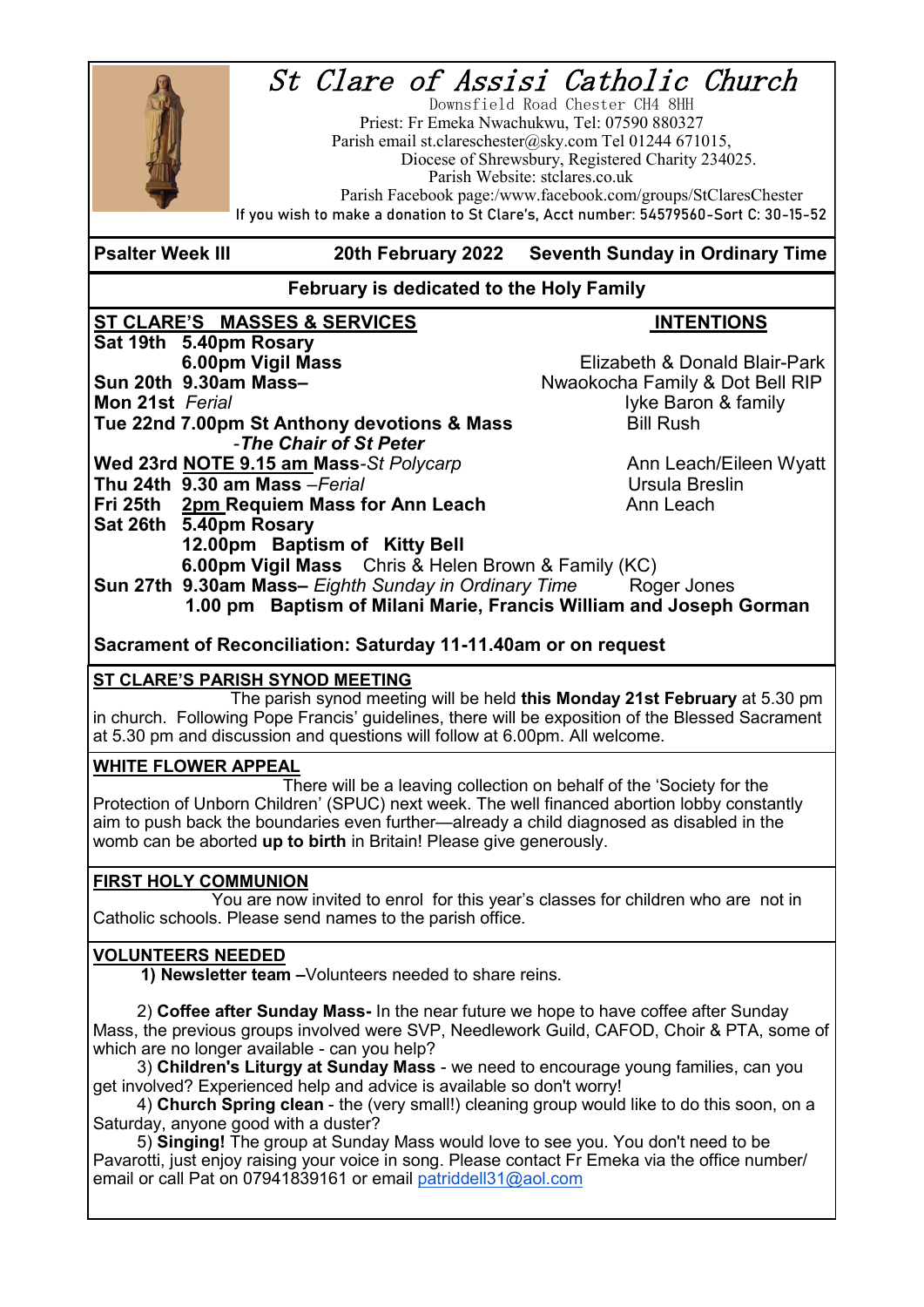# St Clare of Assisi Catholic Church

Downsfield Road Chester CH4 8HH
Priest: Fr Emeka Nwachukwu, Tel: 07590 880327
Parish email st.clareschester@sky.com Tel 01244 671015,
Diocese of Shrewsbury, Registered Charity 234025.
Parish Website: stclares.co.uk
Parish Facebook page:/www.facebook.com/groups/StClaresChester
If you wish to make a donation to St Clare's, Acct number: 54579560-Sort C: 30-15-52

**Psalter Week III** | **20th February 2022** | **Seventh Sunday in Ordinary Time**

**February is dedicated to the Holy Family**

| **ST CLARE'S MASSES & SERVICES** | **INTENTIONS** |
|---|---|
| **Sat 19th 5.40pm Rosary** | |
| **6.00pm Vigil Mass** | Elizabeth & Donald Blair-Park |
| **Sun 20th 9.30am Mass–** | Nwaokocha Family & Dot Bell RIP |
| **Mon 21st** *Ferial* | Iyke Baron & family |
| **Tue 22nd 7.00pm St Anthony devotions & Mass** -***The Chair of St Peter*** | Bill Rush |
| **Wed 23rd NOTE 9.15 am Mass**-*St Polycarp* | Ann Leach/Eileen Wyatt |
| **Thu 24th 9.30 am Mass** –*Ferial* | Ursula Breslin |
| **Fri 25th 2pm Requiem Mass for Ann Leach** | Ann Leach |
| **Sat 26th 5.40pm Rosary** | |
| **12.00pm Baptism of Kitty Bell** | |
| **6.00pm Vigil Mass** Chris & Helen Brown & Family (KC) | |
| **Sun 27th 9.30am Mass–** *Eighth Sunday in Ordinary Time* | Roger Jones |
| **1.00 pm Baptism of Milani Marie, Francis William and Joseph Gorman** | |

**Sacrament of Reconciliation: Saturday 11-11.40am or on request**

## ST CLARE'S PARISH SYNOD MEETING

The parish synod meeting will be held **this Monday 21st February** at 5.30 pm in church. Following Pope Francis' guidelines, there will be exposition of the Blessed Sacrament at 5.30 pm and discussion and questions will follow at 6.00pm. All welcome.

## WHITE FLOWER APPEAL

There will be a leaving collection on behalf of the 'Society for the Protection of Unborn Children' (SPUC) next week. The well financed abortion lobby constantly aim to push back the boundaries even further—already a child diagnosed as disabled in the womb can be aborted **up to birth** in Britain! Please give generously.

## FIRST HOLY COMMUNION

You are now invited to enrol for this year's classes for children who are not in Catholic schools. Please send names to the parish office.

## VOLUNTEERS NEEDED

1) **Newsletter team –**Volunteers needed to share reins.

2) **Coffee after Sunday Mass-** In the near future we hope to have coffee after Sunday Mass, the previous groups involved were SVP, Needlework Guild, CAFOD, Choir & PTA, some of which are no longer available - can you help?

3) **Children's Liturgy at Sunday Mass** - we need to encourage young families, can you get involved? Experienced help and advice is available so don't worry!

4) **Church Spring clean** - the (very small!) cleaning group would like to do this soon, on a Saturday, anyone good with a duster?

5) **Singing!** The group at Sunday Mass would love to see you. You don't need to be Pavarotti, just enjoy raising your voice in song. Please contact Fr Emeka via the office number/ email or call Pat on 07941839161 or email patriddell31@aol.com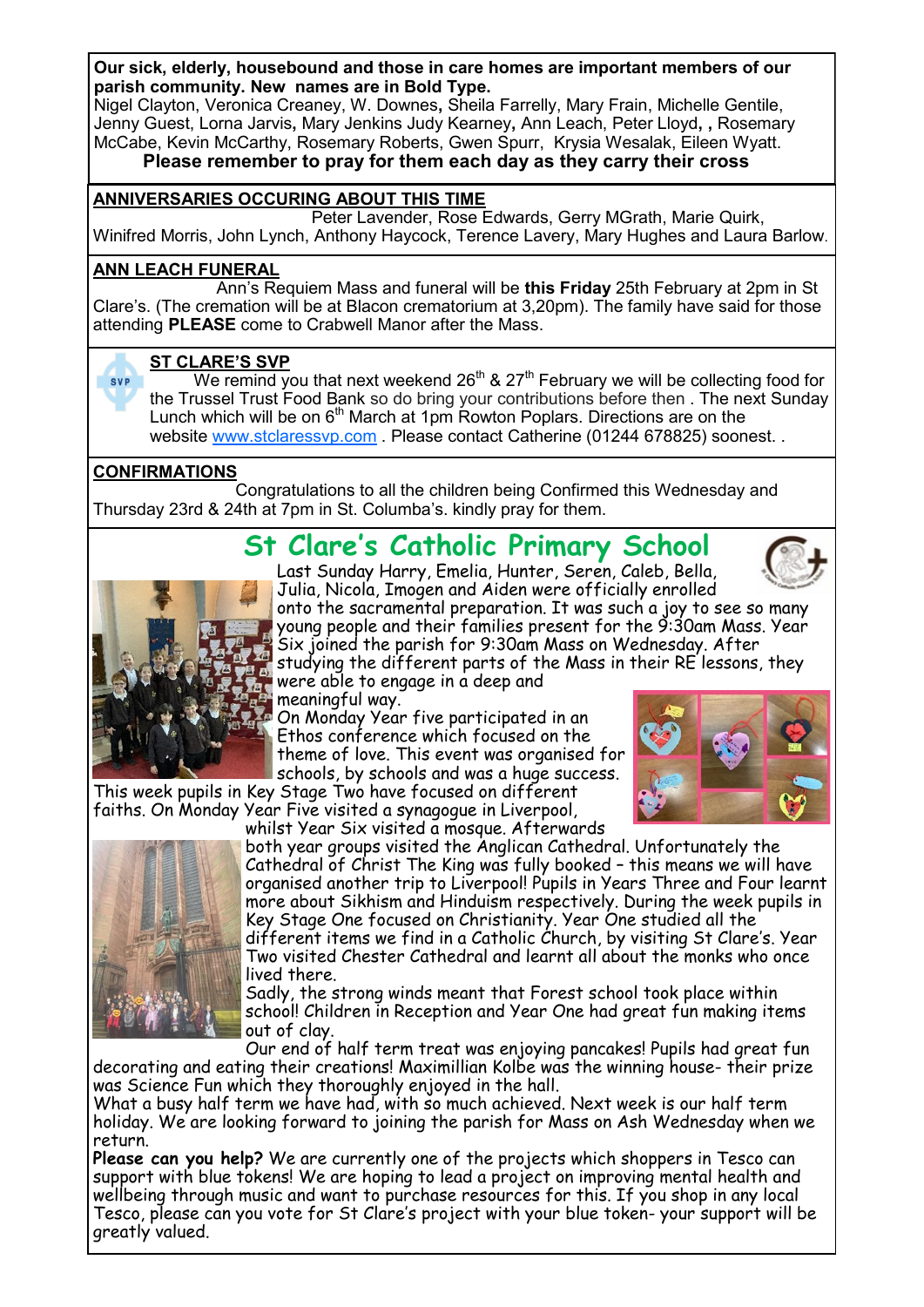**Our sick, elderly, housebound and those in care homes are important members of our parish community. New names are in Bold Type.**
Nigel Clayton, Veronica Creaney, W. Downes, Sheila Farrelly, Mary Frain, Michelle Gentile, Jenny Guest, Lorna Jarvis, Mary Jenkins Judy Kearney, Ann Leach, Peter Lloyd, , Rosemary McCabe, Kevin McCarthy, Rosemary Roberts, Gwen Spurr, Krysia Wesalak, Eileen Wyatt.

**Please remember to pray for them each day as they carry their cross**

## ANNIVERSARIES OCCURING ABOUT THIS TIME

Peter Lavender, Rose Edwards, Gerry MGrath, Marie Quirk, Winifred Morris, John Lynch, Anthony Haycock, Terence Lavery, Mary Hughes and Laura Barlow.

## ANN LEACH FUNERAL

Ann's Requiem Mass and funeral will be **this Friday** 25th February at 2pm in St Clare's. (The cremation will be at Blacon crematorium at 3,20pm). The family have said for those attending **PLEASE** come to Crabwell Manor after the Mass.

## ST CLARE'S SVP

We remind you that next weekend 26th & 27th February we will be collecting food for the Trussel Trust Food Bank so do bring your contributions before then . The next Sunday Lunch which will be on 6th March at 1pm Rowton Poplars. Directions are on the website www.stclaressvp.com . Please contact Catherine (01244 678825) soonest. .

## CONFIRMATIONS

Congratulations to all the children being Confirmed this Wednesday and Thursday 23rd & 24th at 7pm in St. Columba's. kindly pray for them.

## St Clare's Catholic Primary School

Last Sunday Harry, Emelia, Hunter, Seren, Caleb, Bella, Julia, Nicola, Imogen and Aiden were officially enrolled onto the sacramental preparation. It was such a joy to see so many young people and their families present for the 9:30am Mass. Year Six joined the parish for 9:30am Mass on Wednesday. After studying the different parts of the Mass in their RE lessons, they were able to engage in a deep and meaningful way.

On Monday Year five participated in an Ethos conference which focused on the theme of love. This event was organised for schools, by schools and was a huge success.

This week pupils in Key Stage Two have focused on different faiths. On Monday Year Five visited a synagogue in Liverpool, whilst Year Six visited a mosque. Afterwards both year groups visited the Anglican Cathedral. Unfortunately the Cathedral of Christ The King was fully booked – this means we will have organised another trip to Liverpool! Pupils in Years Three and Four learnt more about Sikhism and Hinduism respectively. During the week pupils in Key Stage One focused on Christianity. Year One studied all the different items we find in a Catholic Church, by visiting St Clare's. Year Two visited Chester Cathedral and learnt all about the monks who once lived there.

Sadly, the strong winds meant that Forest school took place within school! Children in Reception and Year One had great fun making items out of clay.

Our end of half term treat was enjoying pancakes! Pupils had great fun decorating and eating their creations! Maximillian Kolbe was the winning house- their prize was Science Fun which they thoroughly enjoyed in the hall.

What a busy half term we have had, with so much achieved. Next week is our half term holiday. We are looking forward to joining the parish for Mass on Ash Wednesday when we return.

**Please can you help?** We are currently one of the projects which shoppers in Tesco can support with blue tokens! We are hoping to lead a project on improving mental health and wellbeing through music and want to purchase resources for this. If you shop in any local Tesco, please can you vote for St Clare's project with your blue token- your support will be greatly valued.